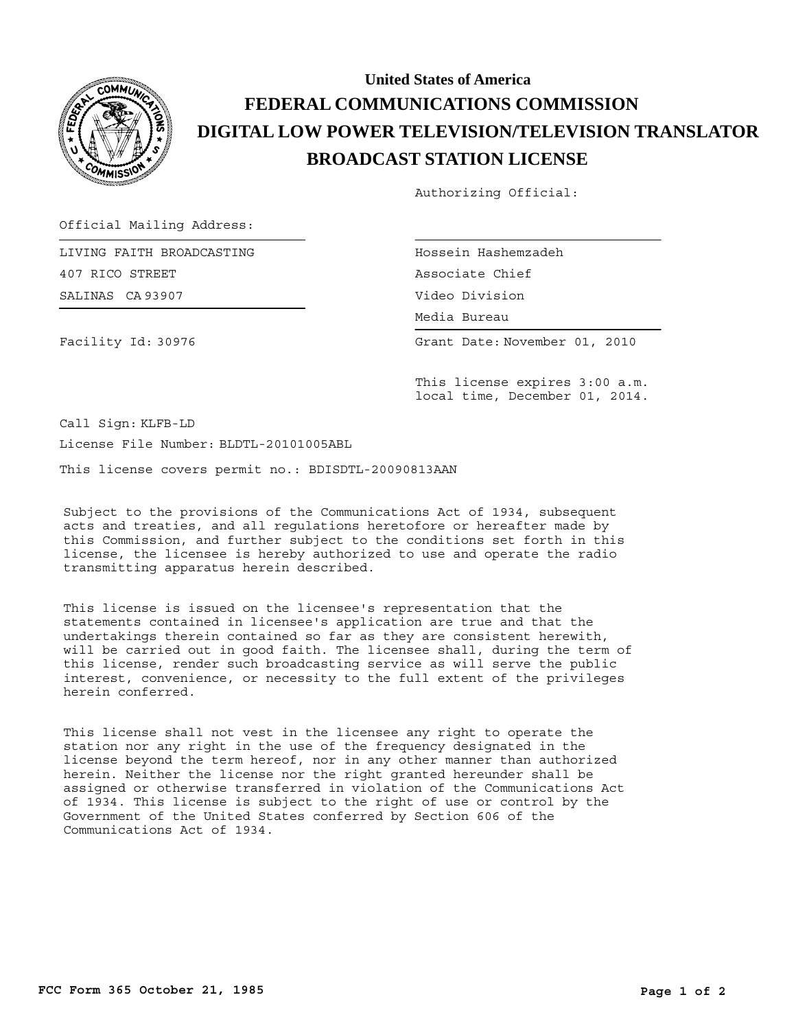# United States of America

# FEDERAL COMMUNICATIONS COMMISSION

# DIGITAL LOW POWER TELEVISION/TELEVISION TRANSLATOR

# BROADCAST STATION LICENSE

Authorizing Official:

Official Mailing Address:

LIVING FAITH BROADCASTING
407 RICO STREET
SALINAS CA 93907

Hossein Hashemzadeh
Associate Chief
Video Division
Media Bureau

Facility Id: 30976

Grant Date: November 01, 2010

This license expires 3:00 a.m. local time, December 01, 2014.

Call Sign: KLFB-LD

License File Number: BLDTL-20101005ABL

This license covers permit no.: BDISDTL-20090813AAN

Subject to the provisions of the Communications Act of 1934, subsequent acts and treaties, and all regulations heretofore or hereafter made by this Commission, and further subject to the conditions set forth in this license, the licensee is hereby authorized to use and operate the radio transmitting apparatus herein described.

This license is issued on the licensee's representation that the statements contained in licensee's application are true and that the undertakings therein contained so far as they are consistent herewith, will be carried out in good faith. The licensee shall, during the term of this license, render such broadcasting service as will serve the public interest, convenience, or necessity to the full extent of the privileges herein conferred.

This license shall not vest in the licensee any right to operate the station nor any right in the use of the frequency designated in the license beyond the term hereof, nor in any other manner than authorized herein. Neither the license nor the right granted hereunder shall be assigned or otherwise transferred in violation of the Communications Act of 1934. This license is subject to the right of use or control by the Government of the United States conferred by Section 606 of the Communications Act of 1934.

FCC Form 365 October 21, 1985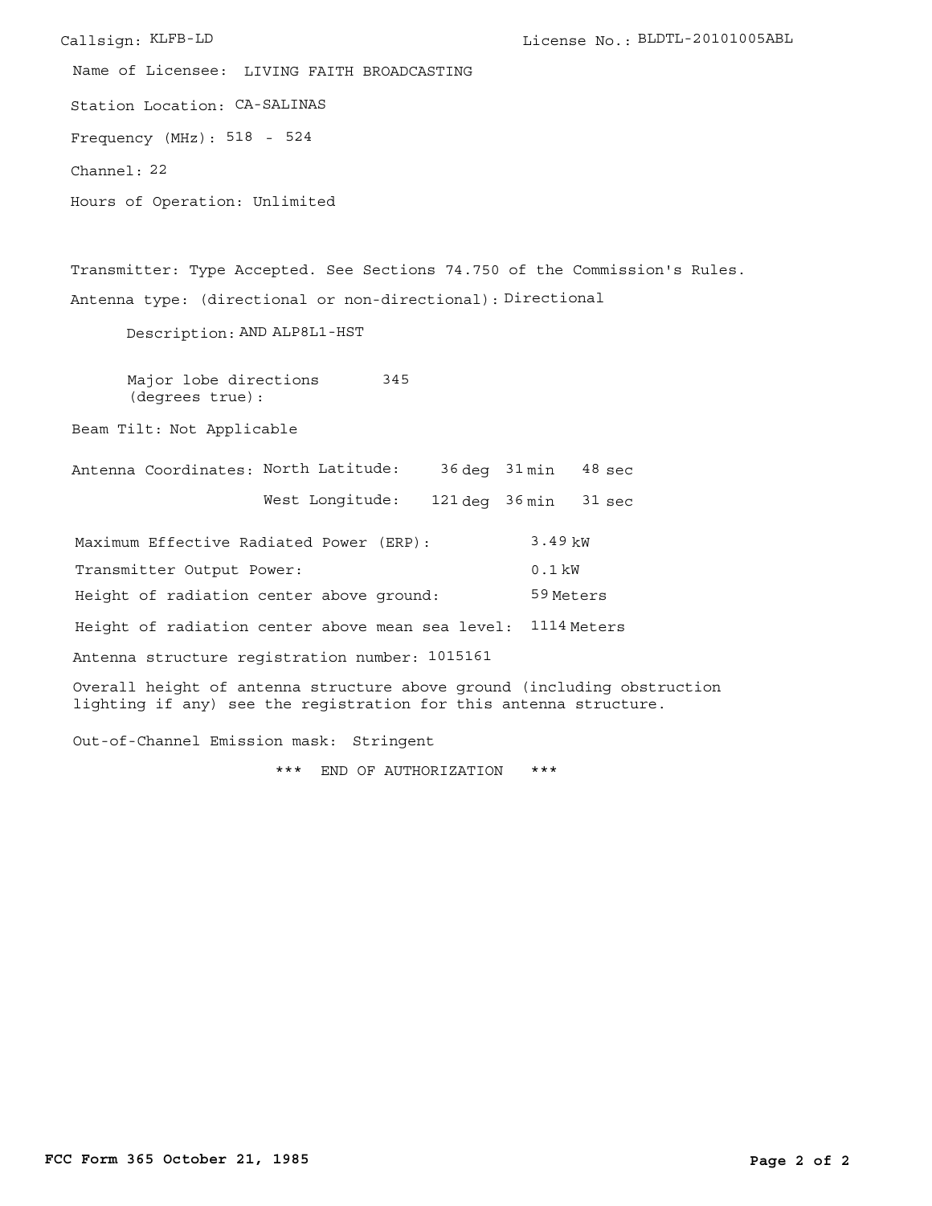Callsign: KLFB-LD

License No.: BLDTL-20101005ABL

Name of Licensee: LIVING FAITH BROADCASTING

Station Location: CA-SALINAS

Frequency (MHz): 518 - 524

Channel: 22

Hours of Operation: Unlimited

Transmitter: Type Accepted. See Sections 74.750 of the Commission's Rules.

Antenna type: (directional or non-directional): Directional

Description: AND ALP8L1-HST

Major lobe directions (degrees true): 345

Beam Tilt: Not Applicable

Antenna Coordinates: North Latitude: 36 deg 31 min 48 sec

West Longitude: 121 deg 36 min 31 sec

| | |
|---|---|
| Maximum Effective Radiated Power (ERP): | 3.49 kW |
| Transmitter Output Power: | 0.1 kW |
| Height of radiation center above ground: | 59 Meters |
| Height of radiation center above mean sea level: | 1114 Meters |

Antenna structure registration number: 1015161

Overall height of antenna structure above ground (including obstruction lighting if any) see the registration for this antenna structure.

Out-of-Channel Emission mask: Stringent

*** END OF AUTHORIZATION ***

FCC Form 365 October 21, 1985